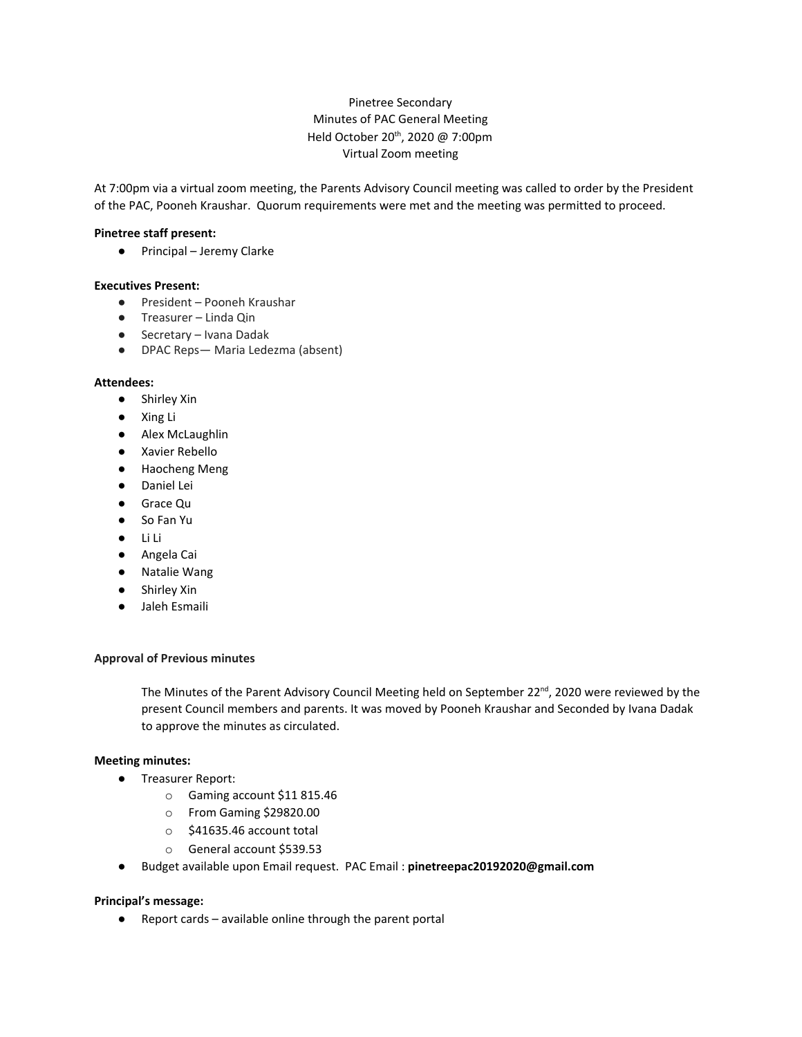Pinetree Secondary
Minutes of PAC General Meeting
Held October 20th, 2020 @ 7:00pm
Virtual Zoom meeting

At 7:00pm via a virtual zoom meeting, the Parents Advisory Council meeting was called to order by the President of the PAC, Pooneh Kraushar. Quorum requirements were met and the meeting was permitted to proceed.

**Pinetree staff present:**

- Principal – Jeremy Clarke

**Executives Present:**

- President – Pooneh Kraushar
- Treasurer – Linda Qin
- Secretary – Ivana Dadak
- DPAC Reps— Maria Ledezma (absent)

**Attendees:**

- Shirley Xin
- Xing Li
- Alex McLaughlin
- Xavier Rebello
- Haocheng Meng
- Daniel Lei
- Grace Qu
- So Fan Yu
- Li Li
- Angela Cai
- Natalie Wang
- Shirley Xin
- Jaleh Esmaili

**Approval of Previous minutes**

The Minutes of the Parent Advisory Council Meeting held on September 22nd, 2020 were reviewed by the present Council members and parents. It was moved by Pooneh Kraushar and Seconded by Ivana Dadak to approve the minutes as circulated.

**Meeting minutes:**

- Treasurer Report:
  - Gaming account $11 815.46
  - From Gaming $29820.00
  - $41635.46 account total
  - General account $539.53
- Budget available upon Email request. PAC Email : **pinetreepac20192020@gmail.com**

**Principal's message:**

- Report cards – available online through the parent portal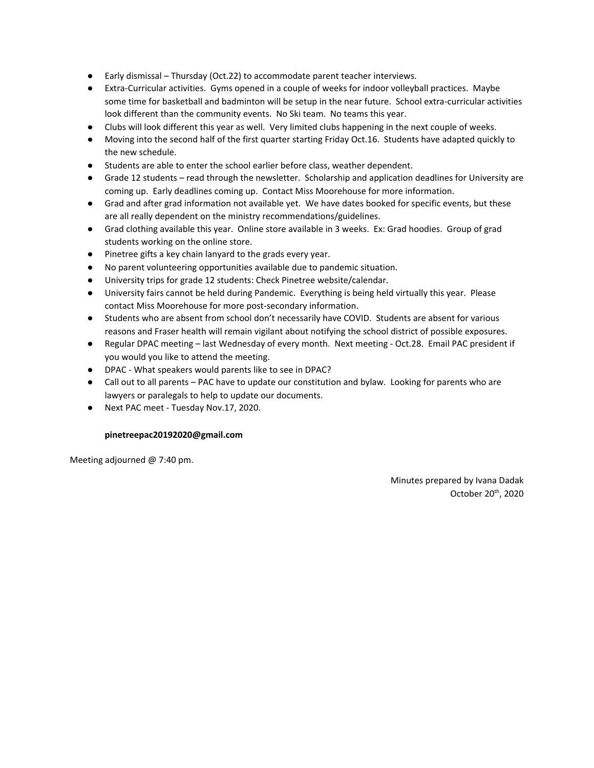- Early dismissal – Thursday (Oct.22) to accommodate parent teacher interviews.
- Extra-Curricular activities. Gyms opened in a couple of weeks for indoor volleyball practices. Maybe some time for basketball and badminton will be setup in the near future. School extra-curricular activities look different than the community events. No Ski team. No teams this year.
- Clubs will look different this year as well. Very limited clubs happening in the next couple of weeks.
- Moving into the second half of the first quarter starting Friday Oct.16. Students have adapted quickly to the new schedule.
- Students are able to enter the school earlier before class, weather dependent.
- Grade 12 students – read through the newsletter. Scholarship and application deadlines for University are coming up. Early deadlines coming up. Contact Miss Moorehouse for more information.
- Grad and after grad information not available yet. We have dates booked for specific events, but these are all really dependent on the ministry recommendations/guidelines.
- Grad clothing available this year. Online store available in 3 weeks. Ex: Grad hoodies. Group of grad students working on the online store.
- Pinetree gifts a key chain lanyard to the grads every year.
- No parent volunteering opportunities available due to pandemic situation.
- University trips for grade 12 students: Check Pinetree website/calendar.
- University fairs cannot be held during Pandemic. Everything is being held virtually this year. Please contact Miss Moorehouse for more post-secondary information.
- Students who are absent from school don't necessarily have COVID. Students are absent for various reasons and Fraser health will remain vigilant about notifying the school district of possible exposures.
- Regular DPAC meeting – last Wednesday of every month. Next meeting - Oct.28. Email PAC president if you would you like to attend the meeting.
- DPAC - What speakers would parents like to see in DPAC?
- Call out to all parents – PAC have to update our constitution and bylaw. Looking for parents who are lawyers or paralegals to help to update our documents.
- Next PAC meet - Tuesday Nov.17, 2020.

**pinetreepac20192020@gmail.com**

Meeting adjourned @ 7:40 pm.

Minutes prepared by Ivana Dadak
October 20th, 2020